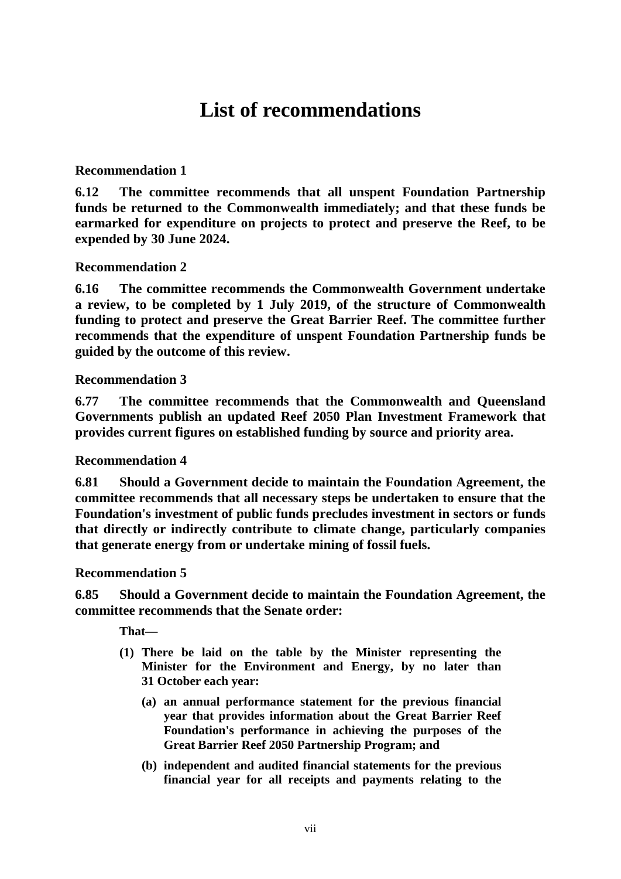# List of recommendations

**Recommendation 1**

**6.12 The committee recommends that all unspent Foundation Partnership funds be returned to the Commonwealth immediately; and that these funds be earmarked for expenditure on projects to protect and preserve the Reef, to be expended by 30 June 2024.**

**Recommendation 2**

**6.16 The committee recommends the Commonwealth Government undertake a review, to be completed by 1 July 2019, of the structure of Commonwealth funding to protect and preserve the Great Barrier Reef. The committee further recommends that the expenditure of unspent Foundation Partnership funds be guided by the outcome of this review.**

**Recommendation 3**

**6.77 The committee recommends that the Commonwealth and Queensland Governments publish an updated Reef 2050 Plan Investment Framework that provides current figures on established funding by source and priority area.**

**Recommendation 4**

**6.81 Should a Government decide to maintain the Foundation Agreement, the committee recommends that all necessary steps be undertaken to ensure that the Foundation's investment of public funds precludes investment in sectors or funds that directly or indirectly contribute to climate change, particularly companies that generate energy from or undertake mining of fossil fuels.**

**Recommendation 5**

**6.85 Should a Government decide to maintain the Foundation Agreement, the committee recommends that the Senate order:**

**That—**

**(1) There be laid on the table by the Minister representing the Minister for the Environment and Energy, by no later than 31 October each year:**

**(a) an annual performance statement for the previous financial year that provides information about the Great Barrier Reef Foundation's performance in achieving the purposes of the Great Barrier Reef 2050 Partnership Program; and**

**(b) independent and audited financial statements for the previous financial year for all receipts and payments relating to the**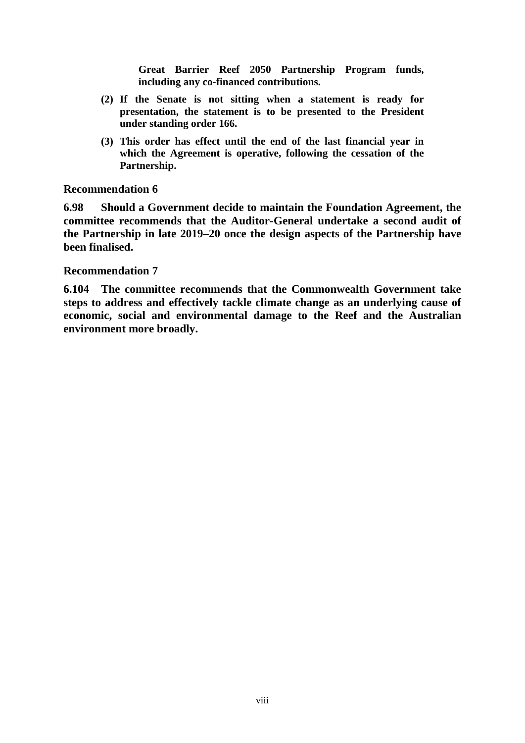**Great Barrier Reef 2050 Partnership Program funds, including any co-financed contributions.**

**(2) If the Senate is not sitting when a statement is ready for presentation, the statement is to be presented to the President under standing order 166.**

**(3) This order has effect until the end of the last financial year in which the Agreement is operative, following the cessation of the Partnership.**

**Recommendation 6**

**6.98 Should a Government decide to maintain the Foundation Agreement, the committee recommends that the Auditor-General undertake a second audit of the Partnership in late 2019–20 once the design aspects of the Partnership have been finalised.**

**Recommendation 7**

**6.104 The committee recommends that the Commonwealth Government take steps to address and effectively tackle climate change as an underlying cause of economic, social and environmental damage to the Reef and the Australian environment more broadly.**